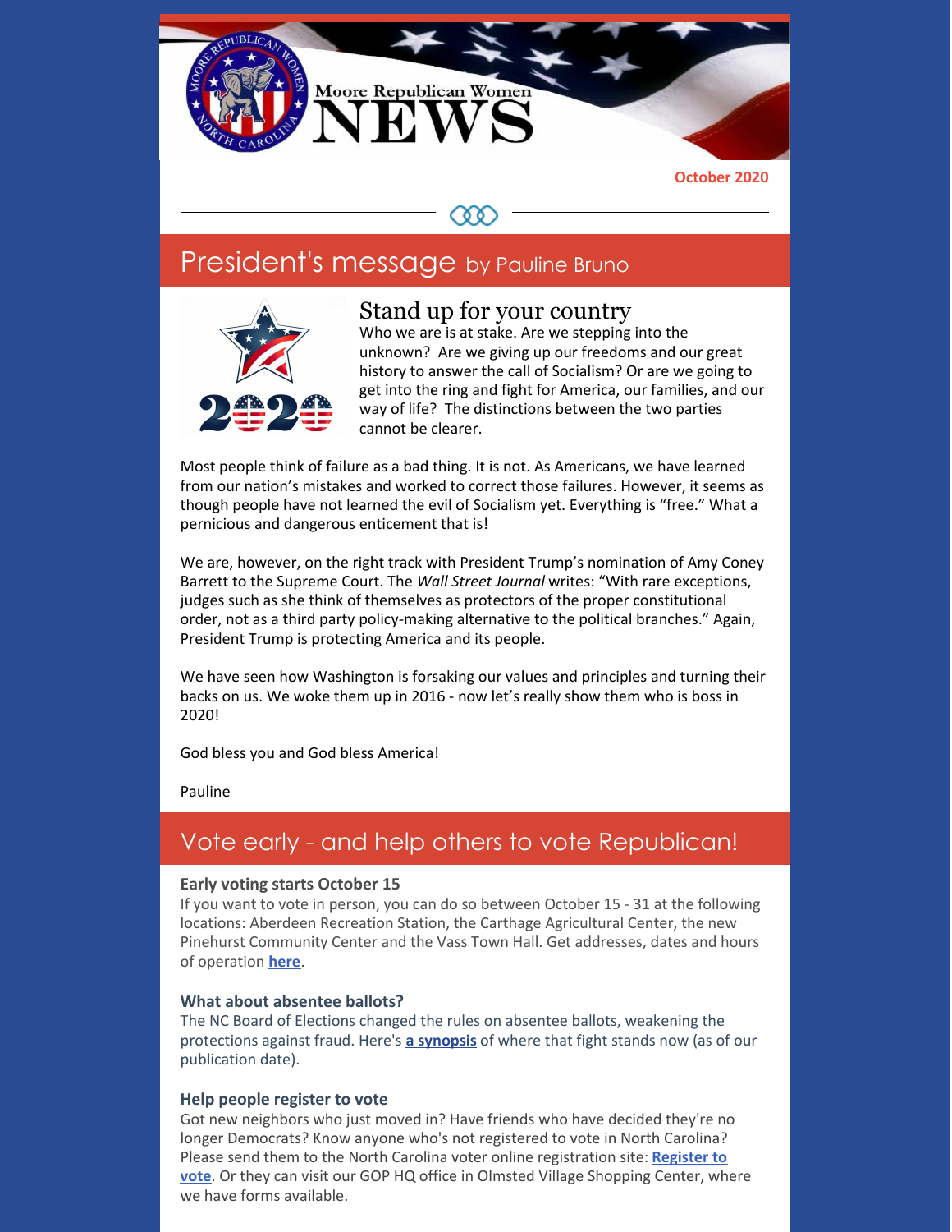# Moore Republican Women NEWS

**October 2020**

## President's message by Pauline Bruno

### Stand up for your country

Who we are is at stake. Are we stepping into the unknown? Are we giving up our freedoms and our great history to answer the call of Socialism? Or are we going to get into the ring and fight for America, our families, and our way of life? The distinctions between the two parties cannot be clearer.

Most people think of failure as a bad thing. It is not. As Americans, we have learned from our nation's mistakes and worked to correct those failures. However, it seems as though people have not learned the evil of Socialism yet. Everything is "free." What a pernicious and dangerous enticement that is!

We are, however, on the right track with President Trump's nomination of Amy Coney Barrett to the Supreme Court. The *Wall Street Journal* writes: "With rare exceptions, judges such as she think of themselves as protectors of the proper constitutional order, not as a third party policy-making alternative to the political branches." Again, President Trump is protecting America and its people.

We have seen how Washington is forsaking our values and principles and turning their backs on us. We woke them up in 2016 - now let's really show them who is boss in 2020!

God bless you and God bless America!

Pauline

## Vote early - and help others to vote Republican!

**Early voting starts October 15**

If you want to vote in person, you can do so between October 15 - 31 at the following locations: Aberdeen Recreation Station, the Carthage Agricultural Center, the new Pinehurst Community Center and the Vass Town Hall. Get addresses, dates and hours of operation **here**.

**What about absentee ballots?**

The NC Board of Elections changed the rules on absentee ballots, weakening the protections against fraud. Here's **a synopsis** of where that fight stands now (as of our publication date).

**Help people register to vote**

Got new neighbors who just moved in? Have friends who have decided they're no longer Democrats? Know anyone who's not registered to vote in North Carolina? Please send them to the North Carolina voter online registration site: **Register to vote**. Or they can visit our GOP HQ office in Olmsted Village Shopping Center, where we have forms available.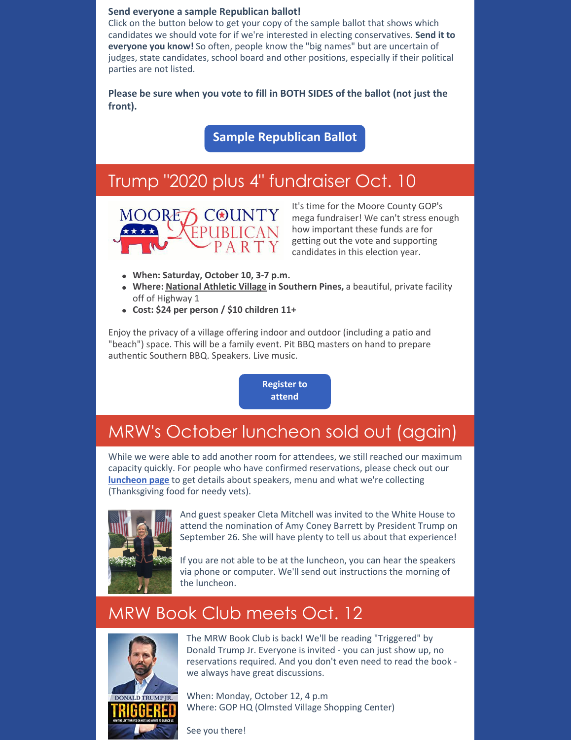**Send everyone a sample Republican ballot!**
Click on the button below to get your copy of the sample ballot that shows which candidates we should vote for if we're interested in electing conservatives. **Send it to everyone you know!** So often, people know the "big names" but are uncertain of judges, state candidates, school board and other positions, especially if their political parties are not listed.

**Please be sure when you vote to fill in BOTH SIDES of the ballot (not just the front).**

**Sample Republican Ballot**

## Trump "2020 plus 4" fundraiser Oct. 10

It's time for the Moore County GOP's mega fundraiser! We can't stress enough how important these funds are for getting out the vote and supporting candidates in this election year.

- **When: Saturday, October 10, 3-7 p.m.**
- **Where: National Athletic Village in Southern Pines,** a beautiful, private facility off of Highway 1
- **Cost: $24 per person / $10 children 11+**

Enjoy the privacy of a village offering indoor and outdoor (including a patio and "beach") space. This will be a family event. Pit BBQ masters on hand to prepare authentic Southern BBQ. Speakers. Live music.

**Register to attend**

## MRW's October luncheon sold out (again)

While we were able to add another room for attendees, we still reached our maximum capacity quickly. For people who have confirmed reservations, please check out our **luncheon page** to get details about speakers, menu and what we're collecting (Thanksgiving food for needy vets).

And guest speaker Cleta Mitchell was invited to the White House to attend the nomination of Amy Coney Barrett by President Trump on September 26. She will have plenty to tell us about that experience!

If you are not able to be at the luncheon, you can hear the speakers via phone or computer. We'll send out instructions the morning of the luncheon.

## MRW Book Club meets Oct. 12

The MRW Book Club is back! We'll be reading "Triggered" by Donald Trump Jr. Everyone is invited - you can just show up, no reservations required. And you don't even need to read the book - we always have great discussions.

When: Monday, October 12, 4 p.m
Where: GOP HQ (Olmsted Village Shopping Center)

See you there!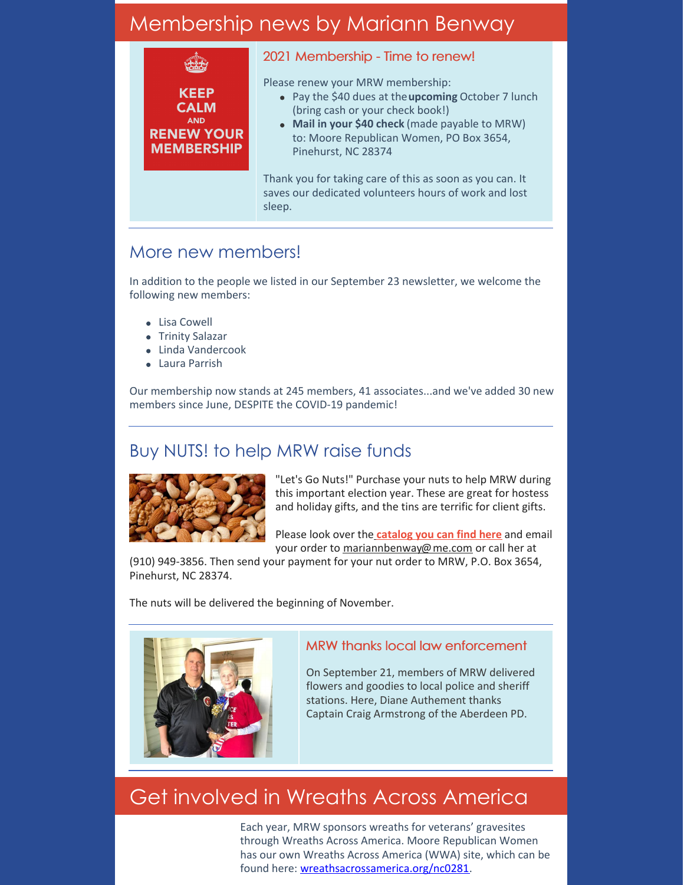# Membership news by Mariann Benway

KEEP CALM AND RENEW YOUR MEMBERSHIP

## 2021 Membership - Time to renew!

Please renew your MRW membership:

- Pay the $40 dues at the **upcoming** October 7 lunch (bring cash or your check book!)
- **Mail in your $40 check** (made payable to MRW) to: Moore Republican Women, PO Box 3654, Pinehurst, NC 28374

Thank you for taking care of this as soon as you can. It saves our dedicated volunteers hours of work and lost sleep.

## More new members!

In addition to the people we listed in our September 23 newsletter, we welcome the following new members:

- Lisa Cowell
- Trinity Salazar
- Linda Vandercook
- Laura Parrish

Our membership now stands at 245 members, 41 associates...and we've added 30 new members since June, DESPITE the COVID-19 pandemic!

## Buy NUTS! to help MRW raise funds

"Let's Go Nuts!" Purchase your nuts to help MRW during this important election year. These are great for hostess and holiday gifts, and the tins are terrific for client gifts.

Please look over the **catalog you can find here** and email your order to mariannbenway@me.com or call her at (910) 949-3856. Then send your payment for your nut order to MRW, P.O. Box 3654, Pinehurst, NC 28374.

The nuts will be delivered the beginning of November.

## MRW thanks local law enforcement

On September 21, members of MRW delivered flowers and goodies to local police and sheriff stations. Here, Diane Authement thanks Captain Craig Armstrong of the Aberdeen PD.

# Get involved in Wreaths Across America

Each year, MRW sponsors wreaths for veterans' gravesites through Wreaths Across America. Moore Republican Women has our own Wreaths Across America (WWA) site, which can be found here: wreathsacrossamerica.org/nc0281.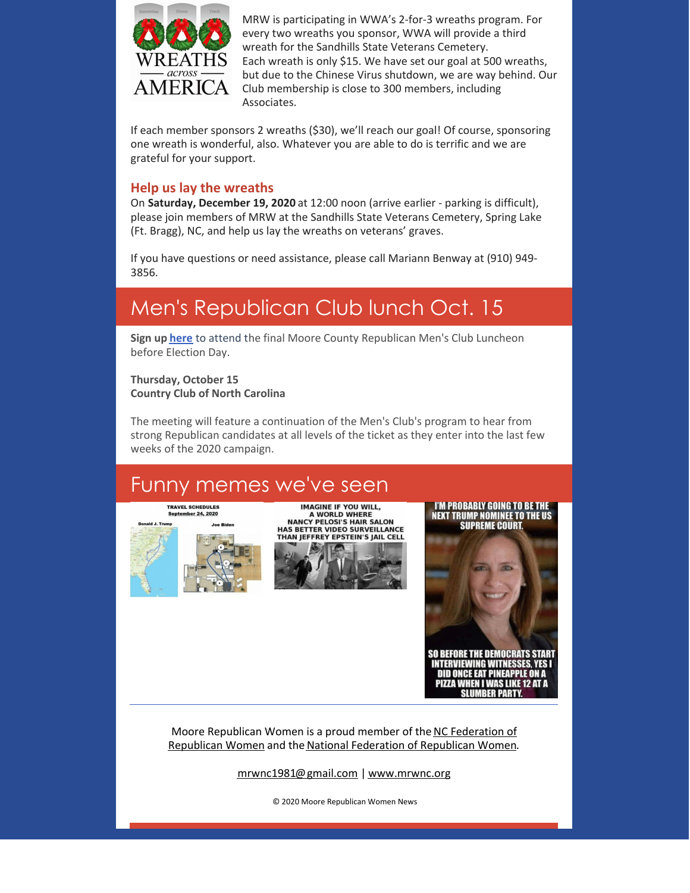MRW is participating in WWA's 2-for-3 wreaths program. For every two wreaths you sponsor, WWA will provide a third wreath for the Sandhills State Veterans Cemetery. Each wreath is only $15. We have set our goal at 500 wreaths, but due to the Chinese Virus shutdown, we are way behind. Our Club membership is close to 300 members, including Associates.

If each member sponsors 2 wreaths ($30), we'll reach our goal! Of course, sponsoring one wreath is wonderful, also. Whatever you are able to do is terrific and we are grateful for your support.

### Help us lay the wreaths

On **Saturday, December 19, 2020** at 12:00 noon (arrive earlier - parking is difficult), please join members of MRW at the Sandhills State Veterans Cemetery, Spring Lake (Ft. Bragg), NC, and help us lay the wreaths on veterans' graves.

If you have questions or need assistance, please call Mariann Benway at (910) 949-3856.

## Men's Republican Club lunch Oct. 15

**Sign up** here to attend the final Moore County Republican Men's Club Luncheon before Election Day.

**Thursday, October 15**
**Country Club of North Carolina**

The meeting will feature a continuation of the Men's Club's program to hear from strong Republican candidates at all levels of the ticket as they enter into the last few weeks of the 2020 campaign.

## Funny memes we've seen

TRAVEL SCHEDULES
September 24, 2020
Donald J. Trump
Joe Biden

IMAGINE IF YOU WILL, A WORLD WHERE NANCY PELOSI'S HAIR SALON HAS BETTER VIDEO SURVEILLANCE THAN JEFFREY EPSTEIN'S JAIL CELL

I'M PROBABLY GOING TO BE THE NEXT TRUMP NOMINEE TO THE US SUPREME COURT.
SO BEFORE THE DEMOCRATS START INTERVIEWING WITNESSES, YES I DID ONCE EAT PINEAPPLE ON A PIZZA WHEN I WAS LIKE 12 AT A SLUMBER PARTY.

---

Moore Republican Women is a proud member of the NC Federation of Republican Women and the National Federation of Republican Women.

mrwnc1981@gmail.com | www.mrwnc.org

© 2020 Moore Republican Women News